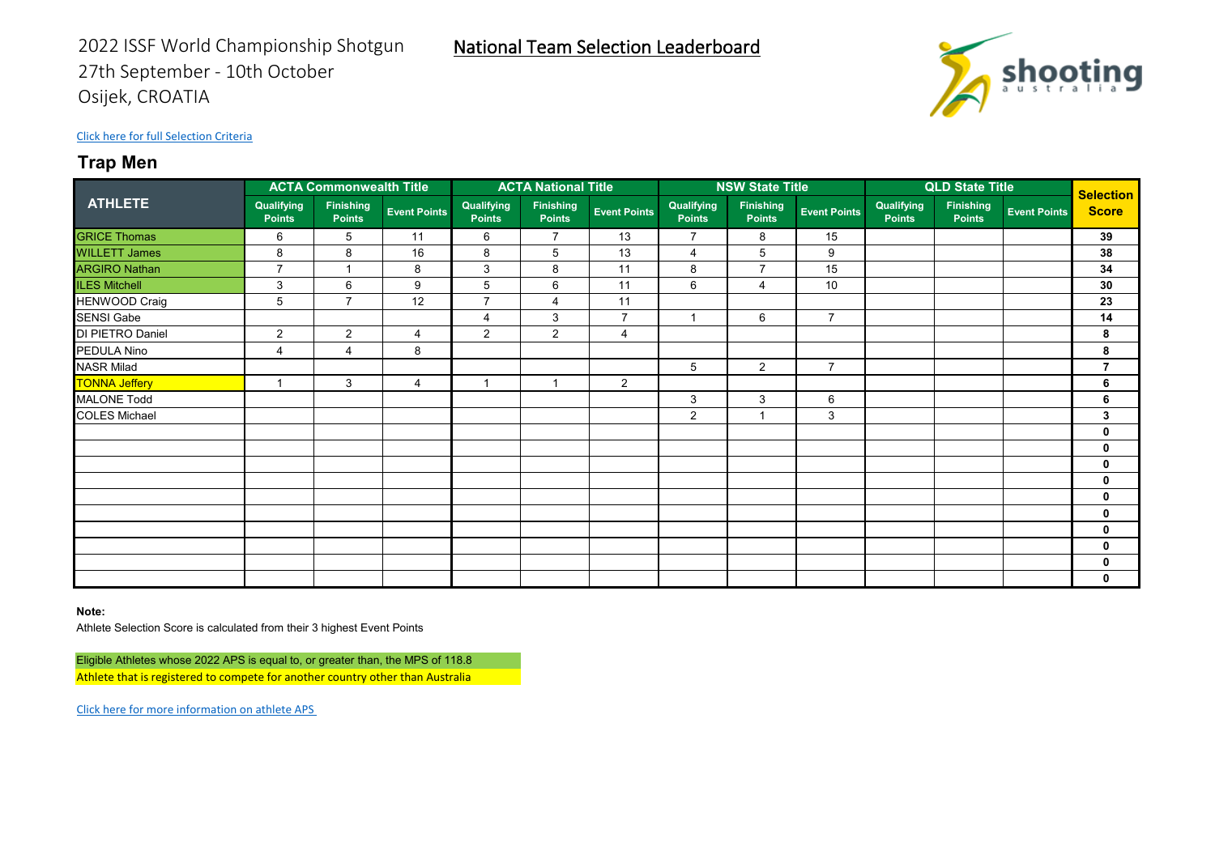2022 ISSF World Championship Shotgun
27th September - 10th October
Osijek, CROATIA

# National Team Selection Leaderboard

Click here for full Selection Criteria

## Trap Men

| ATHLETE | ACTA Commonwealth Title | | | ACTA National Title | | | NSW State Title | | | QLD State Title | | | Selection Score |
|---|---|---|---|---|---|---|---|---|---|---|---|---|---|
| | Qualifying Points | Finishing Points | Event Points | Qualifying Points | Finishing Points | Event Points | Qualifying Points | Finishing Points | Event Points | Qualifying Points | Finishing Points | Event Points | |
| GRICE Thomas | 6 | 5 | 11 | 6 | 7 | 13 | 7 | 8 | 15 | | | | 39 |
| WILLETT James | 8 | 8 | 16 | 8 | 5 | 13 | 4 | 5 | 9 | | | | 38 |
| ARGIRO Nathan | 7 | 1 | 8 | 3 | 8 | 11 | 8 | 7 | 15 | | | | 34 |
| ILES Mitchell | 3 | 6 | 9 | 5 | 6 | 11 | 6 | 4 | 10 | | | | 30 |
| HENWOOD Craig | 5 | 7 | 12 | 7 | 4 | 11 | | | | | | | 23 |
| SENSI Gabe | | | | 4 | 3 | 7 | 1 | 6 | 7 | | | | 14 |
| DI PIETRO Daniel | 2 | 2 | 4 | 2 | 2 | 4 | | | | | | | 8 |
| PEDULA Nino | 4 | 4 | 8 | | | | | | | | | | 8 |
| NASR Milad | | | | | | | 5 | 2 | 7 | | | | 7 |
| TONNA Jeffery | 1 | 3 | 4 | 1 | 1 | 2 | | | | | | | 6 |
| MALONE Todd | | | | | | | 3 | 3 | 6 | | | | 6 |
| COLES Michael | | | | | | | 2 | 1 | 3 | | | | 3 |
| | | | | | | | | | | | | | 0 |
| | | | | | | | | | | | | | 0 |
| | | | | | | | | | | | | | 0 |
| | | | | | | | | | | | | | 0 |
| | | | | | | | | | | | | | 0 |
| | | | | | | | | | | | | | 0 |
| | | | | | | | | | | | | | 0 |
| | | | | | | | | | | | | | 0 |
| | | | | | | | | | | | | | 0 |
| | | | | | | | | | | | | | 0 |

**Note:**
Athlete Selection Score is calculated from their 3 highest Event Points

Eligible Athletes whose 2022 APS is equal to, or greater than, the MPS of 118.8
Athlete that is registered to compete for another country other than Australia

Click here for more information on athlete APS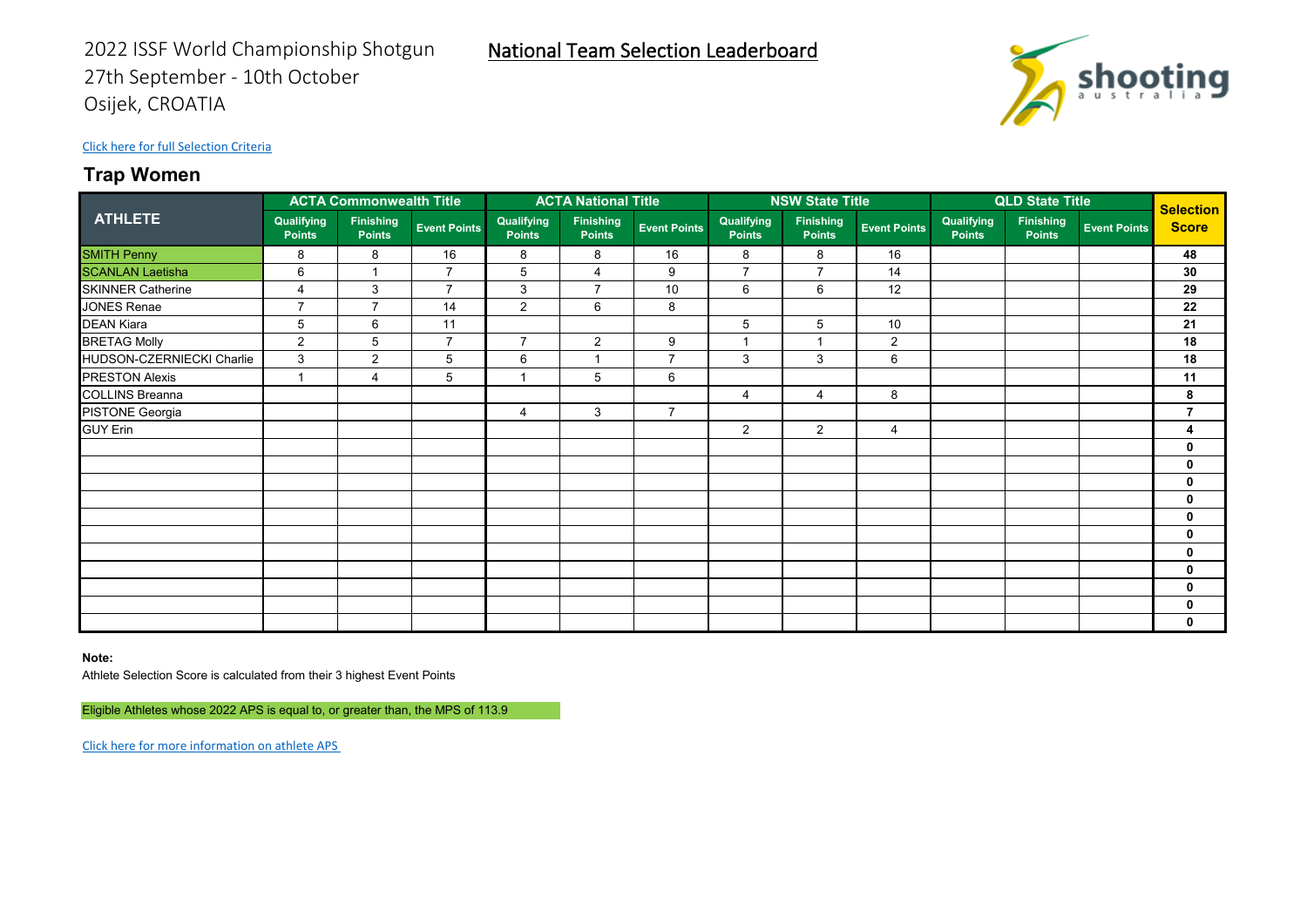2022 ISSF World Championship Shotgun
27th September - 10th October
Osijek, CROATIA

National Team Selection Leaderboard

Click here for full Selection Criteria

## Trap Women

| ATHLETE | ACTA Commonwealth Title | | | ACTA National Title | | | NSW State Title | | | QLD State Title | | | Selection Score |
|---|---|---|---|---|---|---|---|---|---|---|---|---|---|
| | Qualifying Points | Finishing Points | Event Points | Qualifying Points | Finishing Points | Event Points | Qualifying Points | Finishing Points | Event Points | Qualifying Points | Finishing Points | Event Points | |
| SMITH Penny | 8 | 8 | 16 | 8 | 8 | 16 | 8 | 8 | 16 | | | | 48 |
| SCANLAN Laetisha | 6 | 1 | 7 | 5 | 4 | 9 | 7 | 7 | 14 | | | | 30 |
| SKINNER Catherine | 4 | 3 | 7 | 3 | 7 | 10 | 6 | 6 | 12 | | | | 29 |
| JONES Renae | 7 | 7 | 14 | 2 | 6 | 8 | | | | | | | 22 |
| DEAN Kiara | 5 | 6 | 11 | | | | 5 | 5 | 10 | | | | 21 |
| BRETAG Molly | 2 | 5 | 7 | 7 | 2 | 9 | 1 | 1 | 2 | | | | 18 |
| HUDSON-CZERNIECKI Charlie | 3 | 2 | 5 | 6 | 1 | 7 | 3 | 3 | 6 | | | | 18 |
| PRESTON Alexis | 1 | 4 | 5 | 1 | 5 | 6 | | | | | | | 11 |
| COLLINS Breanna | | | | | | | 4 | 4 | 8 | | | | 8 |
| PISTONE Georgia | | | | 4 | 3 | 7 | | | | | | | 7 |
| GUY Erin | | | | | | | 2 | 2 | 4 | | | | 4 |
| | | | | | | | | | | | | | 0 |
| | | | | | | | | | | | | | 0 |
| | | | | | | | | | | | | | 0 |
| | | | | | | | | | | | | | 0 |
| | | | | | | | | | | | | | 0 |
| | | | | | | | | | | | | | 0 |
| | | | | | | | | | | | | | 0 |
| | | | | | | | | | | | | | 0 |
| | | | | | | | | | | | | | 0 |
| | | | | | | | | | | | | | 0 |
| | | | | | | | | | | | | | 0 |

**Note:**

Athlete Selection Score is calculated from their 3 highest Event Points

Eligible Athletes whose 2022 APS is equal to, or greater than, the MPS of 113.9

Click here for more information on athlete APS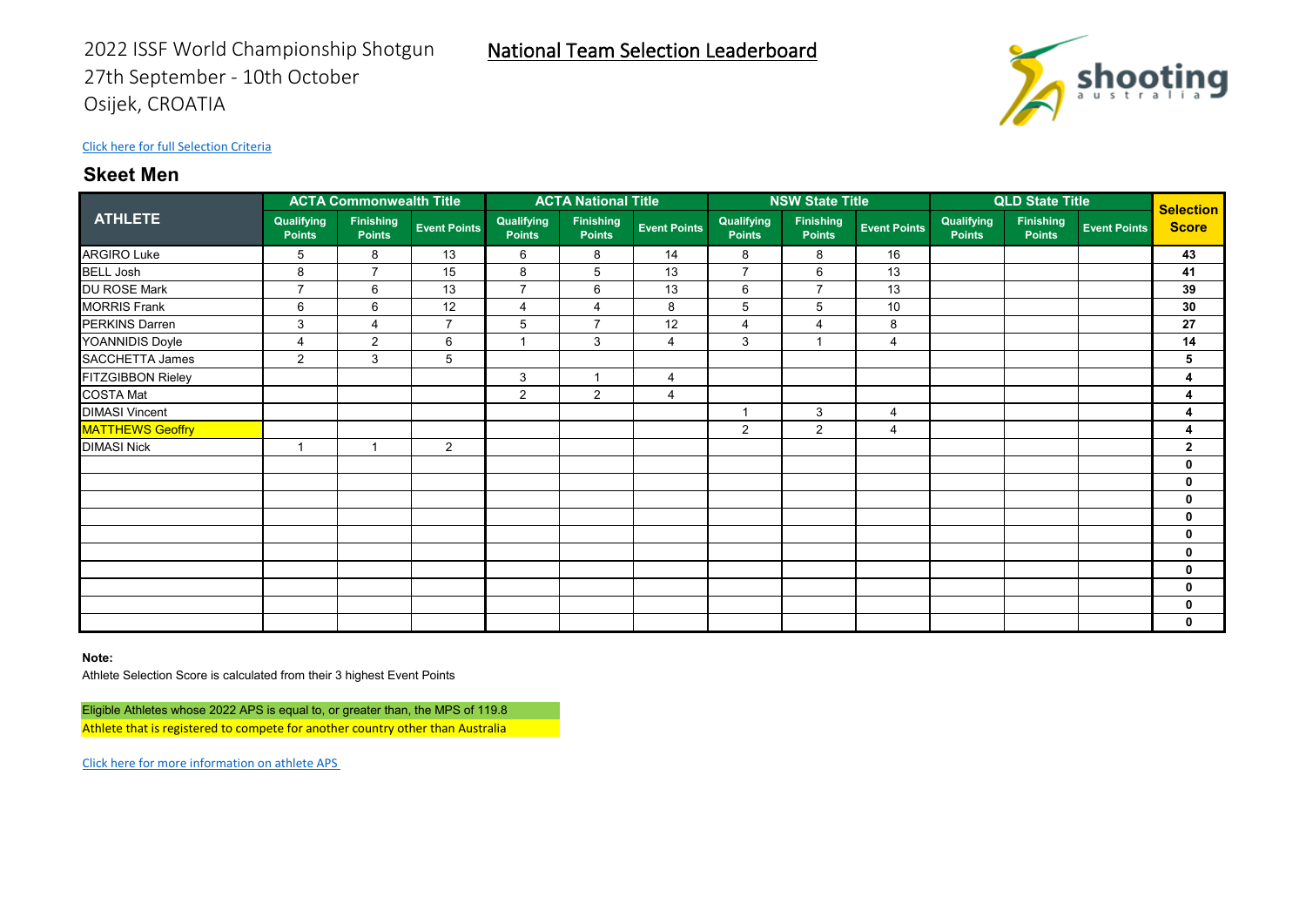2022 ISSF World Championship Shotgun
27th September - 10th October
Osijek, CROATIA

# National Team Selection Leaderboard

shooting australia

Click here for full Selection Criteria

## Skeet Men

| ATHLETE | ACTA Commonwealth Title | | | ACTA National Title | | | NSW State Title | | | QLD State Title | | | Selection Score |
|---|---|---|---|---|---|---|---|---|---|---|---|---|---|
| | Qualifying Points | Finishing Points | Event Points | Qualifying Points | Finishing Points | Event Points | Qualifying Points | Finishing Points | Event Points | Qualifying Points | Finishing Points | Event Points | |
| ARGIRO Luke | 5 | 8 | 13 | 6 | 8 | 14 | 8 | 8 | 16 | | | | **43** |
| BELL Josh | 8 | 7 | 15 | 8 | 5 | 13 | 7 | 6 | 13 | | | | **41** |
| DU ROSE Mark | 7 | 6 | 13 | 7 | 6 | 13 | 6 | 7 | 13 | | | | **39** |
| MORRIS Frank | 6 | 6 | 12 | 4 | 4 | 8 | 5 | 5 | 10 | | | | **30** |
| PERKINS Darren | 3 | 4 | 7 | 5 | 7 | 12 | 4 | 4 | 8 | | | | **27** |
| YOANNIDIS Doyle | 4 | 2 | 6 | 1 | 3 | 4 | 3 | 1 | 4 | | | | **14** |
| SACCHETTA James | 2 | 3 | 5 | | | | | | | | | | **5** |
| FITZGIBBON Rieley | | | | 3 | 1 | 4 | | | | | | | **4** |
| COSTA Mat | | | | 2 | 2 | 4 | | | | | | | **4** |
| DIMASI Vincent | | | | | | | 1 | 3 | 4 | | | | **4** |
| MATTHEWS Geoffry | | | | | | | 2 | 2 | 4 | | | | **4** |
| DIMASI Nick | 1 | 1 | 2 | | | | | | | | | | **2** |
| | | | | | | | | | | | | | **0** |
| | | | | | | | | | | | | | **0** |
| | | | | | | | | | | | | | **0** |
| | | | | | | | | | | | | | **0** |
| | | | | | | | | | | | | | **0** |
| | | | | | | | | | | | | | **0** |
| | | | | | | | | | | | | | **0** |
| | | | | | | | | | | | | | **0** |
| | | | | | | | | | | | | | **0** |
| | | | | | | | | | | | | | **0** |

**Note:**

Athlete Selection Score is calculated from their 3 highest Event Points

Eligible Athletes whose 2022 APS is equal to, or greater than, the MPS of 119.8

Athlete that is registered to compete for another country other than Australia

Click here for more information on athlete APS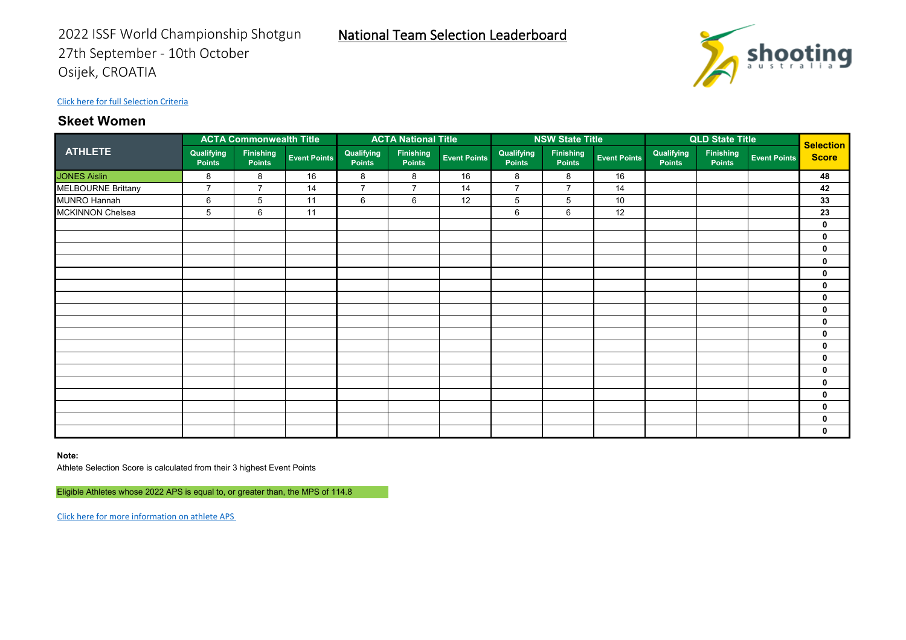2022 ISSF World Championship Shotgun
27th September - 10th October
Osijek, CROATIA

## National Team Selection Leaderboard

Click here for full Selection Criteria

### Skeet Women

| ATHLETE | ACTA Commonwealth Title | | | ACTA National Title | | | NSW State Title | | | QLD State Title | | | Selection Score |
|---|---|---|---|---|---|---|---|---|---|---|---|---|---|
| | Qualifying Points | Finishing Points | Event Points | Qualifying Points | Finishing Points | Event Points | Qualifying Points | Finishing Points | Event Points | Qualifying Points | Finishing Points | Event Points | |
| JONES Aislin | 8 | 8 | 16 | 8 | 8 | 16 | 8 | 8 | 16 | | | | **48** |
| MELBOURNE Brittany | 7 | 7 | 14 | 7 | 7 | 14 | 7 | 7 | 14 | | | | **42** |
| MUNRO Hannah | 6 | 5 | 11 | 6 | 6 | 12 | 5 | 5 | 10 | | | | **33** |
| MCKINNON Chelsea | 5 | 6 | 11 | | | | 6 | 6 | 12 | | | | **23** |
| | | | | | | | | | | | | | **0** |
| | | | | | | | | | | | | | **0** |
| | | | | | | | | | | | | | **0** |
| | | | | | | | | | | | | | **0** |
| | | | | | | | | | | | | | **0** |
| | | | | | | | | | | | | | **0** |
| | | | | | | | | | | | | | **0** |
| | | | | | | | | | | | | | **0** |
| | | | | | | | | | | | | | **0** |
| | | | | | | | | | | | | | **0** |
| | | | | | | | | | | | | | **0** |
| | | | | | | | | | | | | | **0** |
| | | | | | | | | | | | | | **0** |
| | | | | | | | | | | | | | **0** |
| | | | | | | | | | | | | | **0** |
| | | | | | | | | | | | | | **0** |
| | | | | | | | | | | | | | **0** |
| | | | | | | | | | | | | | **0** |

**Note:**
Athlete Selection Score is calculated from their 3 highest Event Points

Eligible Athletes whose 2022 APS is equal to, or greater than, the MPS of 114.8

Click here for more information on athlete APS